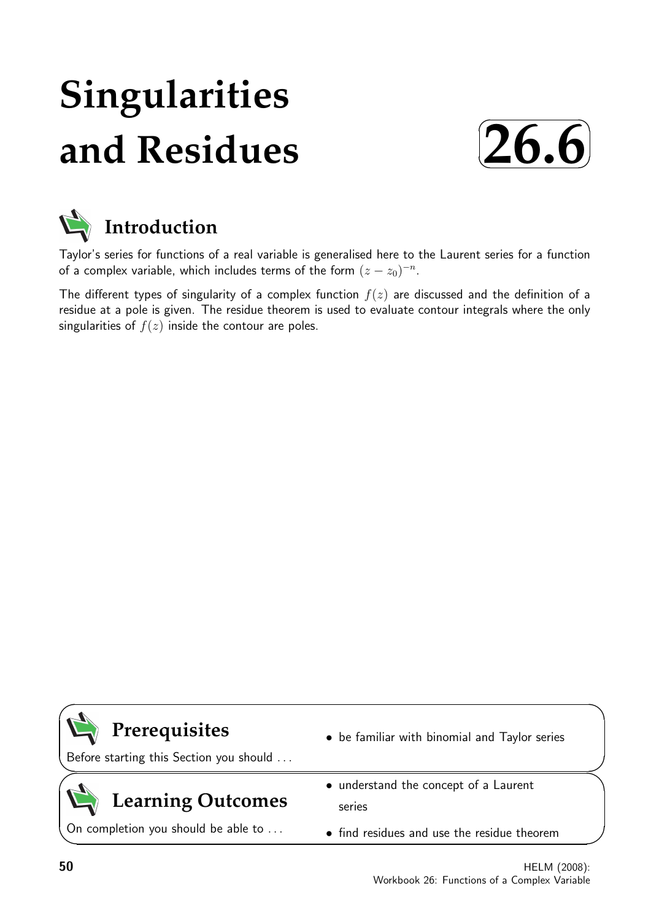# Singularities and Residues

# 26.6

## Introduction

Taylor's series for functions of a real variable is generalised here to the Laurent series for a function of a complex variable, which includes terms of the form $(z - z_0)^{-n}$.

The different types of singularity of a complex function $f(z)$ are discussed and the definition of a residue at a pole is given. The residue theorem is used to evaluate contour integrals where the only singularities of $f(z)$ inside the contour are poles.

## Prerequisites

Before starting this Section you should . . .

- be familiar with binomial and Taylor series

## Learning Outcomes

On completion you should be able to . . .

- understand the concept of a Laurent series
- find residues and use the residue theorem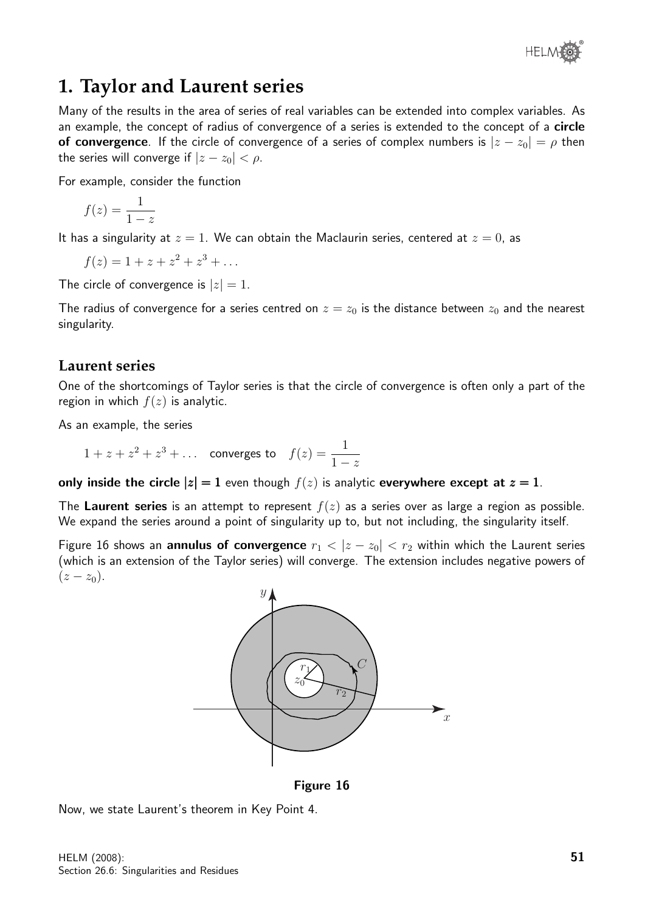# 1. Taylor and Laurent series

Many of the results in the area of series of real variables can be extended into complex variables. As an example, the concept of radius of convergence of a series is extended to the concept of a **circle of convergence**. If the circle of convergence of a series of complex numbers is $|z - z_0| = \rho$ then the series will converge if $|z - z_0| < \rho$.

For example, consider the function

$$f(z) = \frac{1}{1-z}$$

It has a singularity at $z = 1$. We can obtain the Maclaurin series, centered at $z = 0$, as

$$f(z) = 1 + z + z^2 + z^3 + \dots$$

The circle of convergence is $|z| = 1$.

The radius of convergence for a series centred on $z = z_0$ is the distance between $z_0$ and the nearest singularity.

## Laurent series

One of the shortcomings of Taylor series is that the circle of convergence is often only a part of the region in which $f(z)$ is analytic.

As an example, the series

$$1 + z + z^2 + z^3 + \dots \quad \text{converges to} \quad f(z) = \frac{1}{1-z}$$

**only inside the circle $|z| = 1$** even though $f(z)$ is analytic **everywhere except at $z = 1$**.

The **Laurent series** is an attempt to represent $f(z)$ as a series over as large a region as possible. We expand the series around a point of singularity up to, but not including, the singularity itself.

Figure 16 shows an **annulus of convergence** $r_1 < |z - z_0| < r_2$ within which the Laurent series (which is an extension of the Taylor series) will converge. The extension includes negative powers of $(z - z_0)$.

**Figure 16**

Now, we state Laurent's theorem in Key Point 4.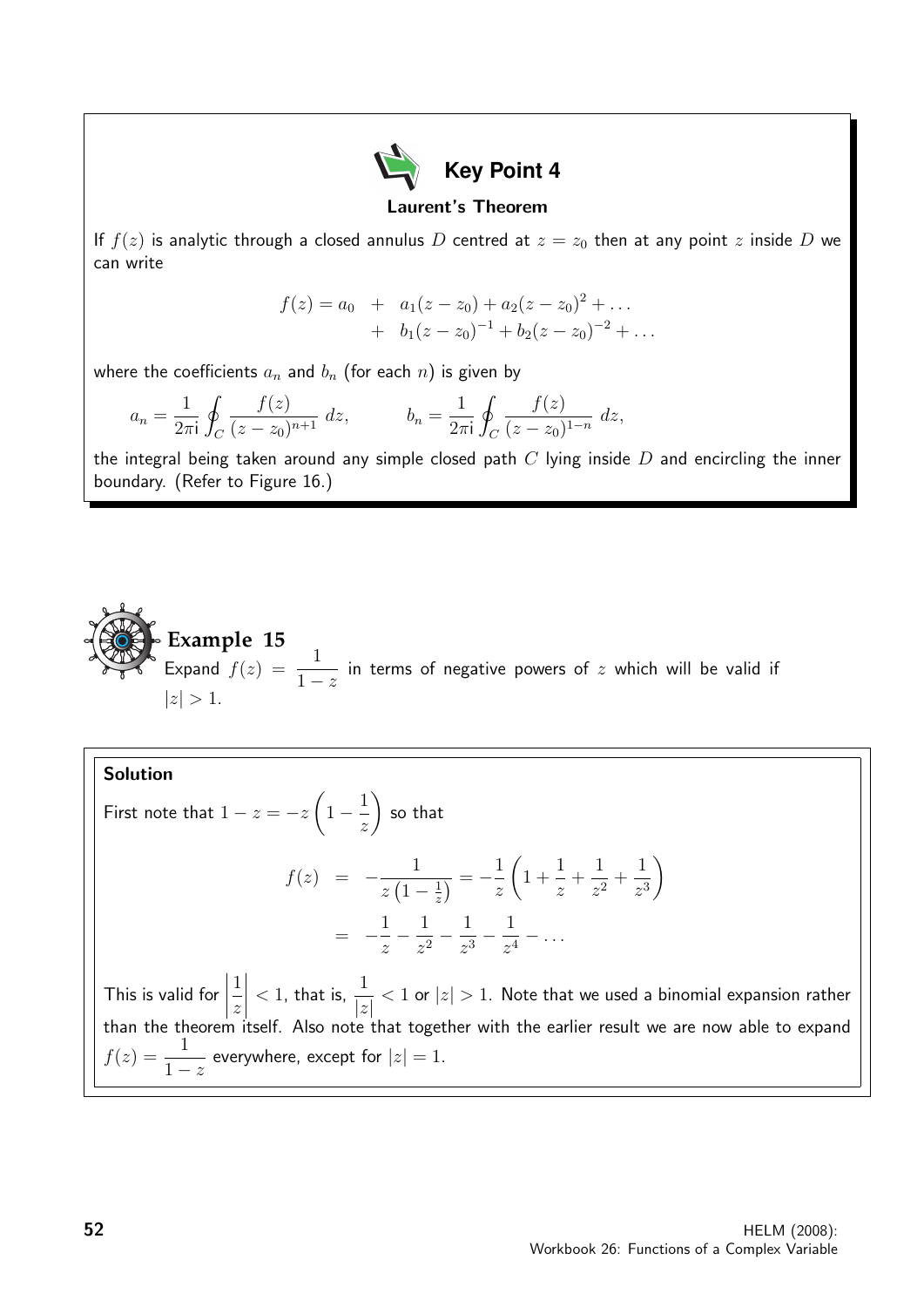## Key Point 4

**Laurent's Theorem**

If $f(z)$ is analytic through a closed annulus $D$ centred at $z = z_0$ then at any point $z$ inside $D$ we can write

$$
\begin{aligned}
f(z) = a_0 \quad &+ \quad a_1(z - z_0) + a_2(z - z_0)^2 + \ldots \\
&+ \quad b_1(z - z_0)^{-1} + b_2(z - z_0)^{-2} + \ldots
\end{aligned}
$$

where the coefficients $a_n$ and $b_n$ (for each $n$) is given by

$$
a_n = \frac{1}{2\pi \mathrm{i}} \oint_C \frac{f(z)}{(z - z_0)^{n+1}}\, dz, \qquad b_n = \frac{1}{2\pi \mathrm{i}} \oint_C \frac{f(z)}{(z - z_0)^{1-n}}\, dz,
$$

the integral being taken around any simple closed path $C$ lying inside $D$ and encircling the inner boundary. (Refer to Figure 16.)

### Example 15

Expand $f(z) = \dfrac{1}{1 - z}$ in terms of negative powers of $z$ which will be valid if $|z| > 1$.

**Solution**

First note that $1 - z = -z\left(1 - \dfrac{1}{z}\right)$ so that

$$
\begin{aligned}
f(z) &= -\frac{1}{z\left(1 - \frac{1}{z}\right)} = -\frac{1}{z}\left(1 + \frac{1}{z} + \frac{1}{z^2} + \frac{1}{z^3}\right) \\
&= -\frac{1}{z} - \frac{1}{z^2} - \frac{1}{z^3} - \frac{1}{z^4} - \ldots
\end{aligned}
$$

This is valid for $\left|\dfrac{1}{z}\right| < 1$, that is, $\dfrac{1}{|z|} < 1$ or $|z| > 1$. Note that we used a binomial expansion rather than the theorem itself. Also note that together with the earlier result we are now able to expand $f(z) = \dfrac{1}{1 - z}$ everywhere, except for $|z| = 1$.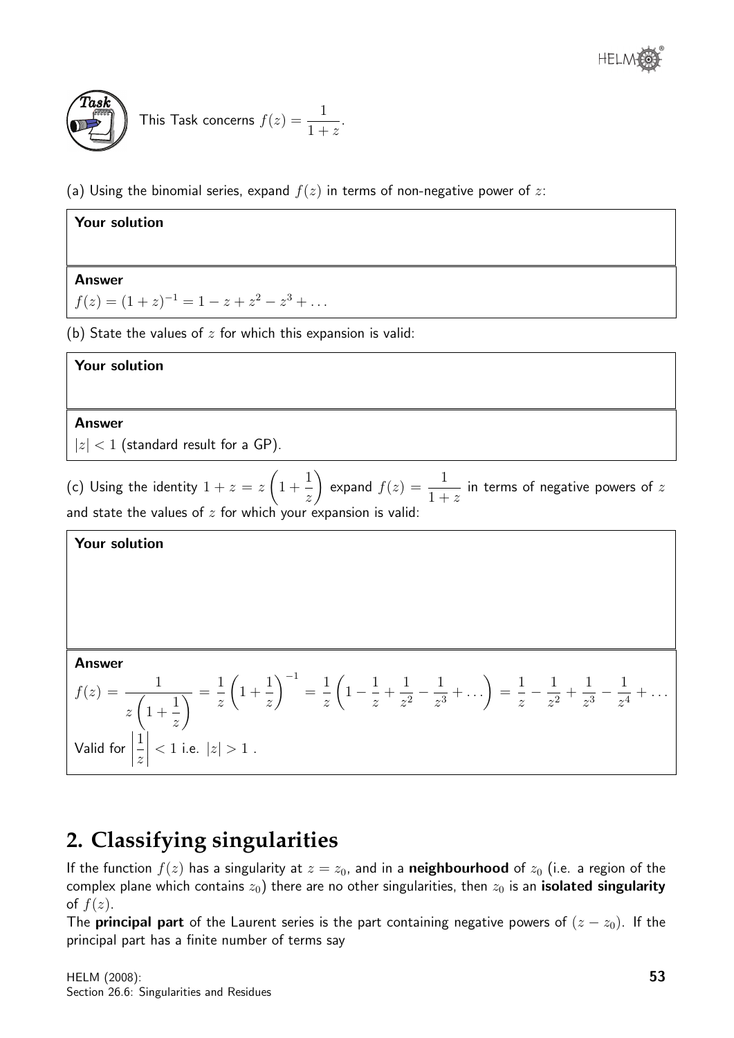**Task**

This Task concerns $f(z) = \dfrac{1}{1+z}$.

(a) Using the binomial series, expand $f(z)$ in terms of non-negative power of $z$:

**Your solution**

**Answer**

$f(z) = (1+z)^{-1} = 1 - z + z^2 - z^3 + \ldots$

(b) State the values of $z$ for which this expansion is valid:

**Your solution**

**Answer**

$|z| < 1$ (standard result for a GP).

(c) Using the identity $1 + z = z\left(1 + \dfrac{1}{z}\right)$ expand $f(z) = \dfrac{1}{1+z}$ in terms of negative powers of $z$ and state the values of $z$ for which your expansion is valid:

**Your solution**

**Answer**

$$f(z) = \frac{1}{z\left(1+\dfrac{1}{z}\right)} = \frac{1}{z}\left(1+\frac{1}{z}\right)^{-1} = \frac{1}{z}\left(1 - \frac{1}{z} + \frac{1}{z^2} - \frac{1}{z^3} + \ldots\right) = \frac{1}{z} - \frac{1}{z^2} + \frac{1}{z^3} - \frac{1}{z^4} + \ldots$$

Valid for $\left|\dfrac{1}{z}\right| < 1$ i.e. $|z| > 1$ .

## 2. Classifying singularities

If the function $f(z)$ has a singularity at $z = z_0$, and in a **neighbourhood** of $z_0$ (i.e. a region of the complex plane which contains $z_0$) there are no other singularities, then $z_0$ is an **isolated singularity** of $f(z)$.

The **principal part** of the Laurent series is the part containing negative powers of $(z - z_0)$. If the principal part has a finite number of terms say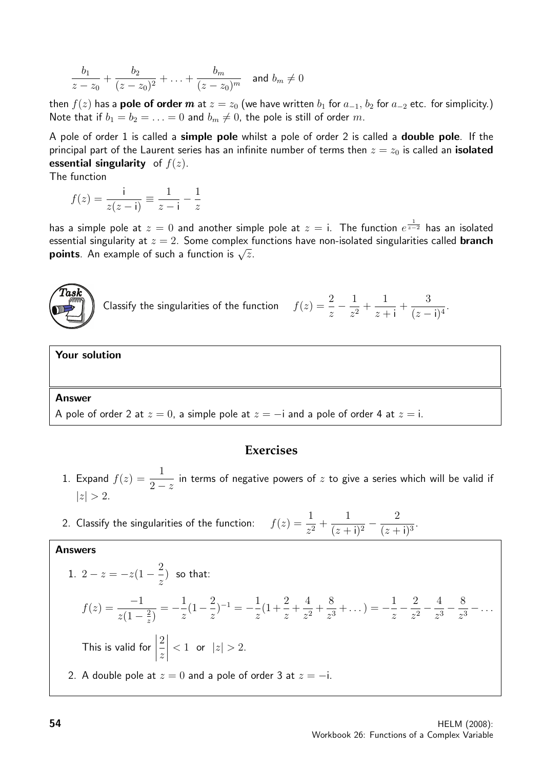$$\frac{b_1}{z-z_0} + \frac{b_2}{(z-z_0)^2} + \ldots + \frac{b_m}{(z-z_0)^m} \quad \text{and } b_m \neq 0$$

then $f(z)$ has a **pole of order $m$** at $z = z_0$ (we have written $b_1$ for $a_{-1}$, $b_2$ for $a_{-2}$ etc. for simplicity.) Note that if $b_1 = b_2 = \ldots = 0$ and $b_m \neq 0$, the pole is still of order $m$.

A pole of order 1 is called a **simple pole** whilst a pole of order 2 is called a **double pole**. If the principal part of the Laurent series has an infinite number of terms then $z = z_0$ is called an **isolated essential singularity** of $f(z)$.

The function

$$f(z) = \frac{\mathrm{i}}{z(z-\mathrm{i})} \equiv \frac{1}{z-\mathrm{i}} - \frac{1}{z}$$

has a simple pole at $z = 0$ and another simple pole at $z = \mathrm{i}$. The function $e^{\frac{1}{z-2}}$ has an isolated essential singularity at $z = 2$. Some complex functions have non-isolated singularities called **branch points**. An example of such a function is $\sqrt{z}$.

**Task**

Classify the singularities of the function $\quad f(z) = \dfrac{2}{z} - \dfrac{1}{z^2} + \dfrac{1}{z+\mathrm{i}} + \dfrac{3}{(z-\mathrm{i})^4}$.

**Your solution**

**Answer**

A pole of order 2 at $z = 0$, a simple pole at $z = -\mathrm{i}$ and a pole of order 4 at $z = \mathrm{i}$.

## Exercises

1. Expand $f(z) = \dfrac{1}{2-z}$ in terms of negative powers of $z$ to give a series which will be valid if $|z| > 2$.

2. Classify the singularities of the function: $\quad f(z) = \dfrac{1}{z^2} + \dfrac{1}{(z+\mathrm{i})^2} - \dfrac{2}{(z+\mathrm{i})^3}$.

**Answers**

1. $2 - z = -z(1 - \dfrac{2}{z})$ so that:

$$f(z) = \frac{-1}{z(1-\frac{2}{z})} = -\frac{1}{z}(1-\frac{2}{z})^{-1} = -\frac{1}{z}(1+\frac{2}{z}+\frac{4}{z^2}+\frac{8}{z^3}+\ldots) = -\frac{1}{z} - \frac{2}{z^2} - \frac{4}{z^3} - \frac{8}{z^3} - \ldots$$

This is valid for $\left|\dfrac{2}{z}\right| < 1$ or $|z| > 2$.

2. A double pole at $z = 0$ and a pole of order 3 at $z = -\mathrm{i}$.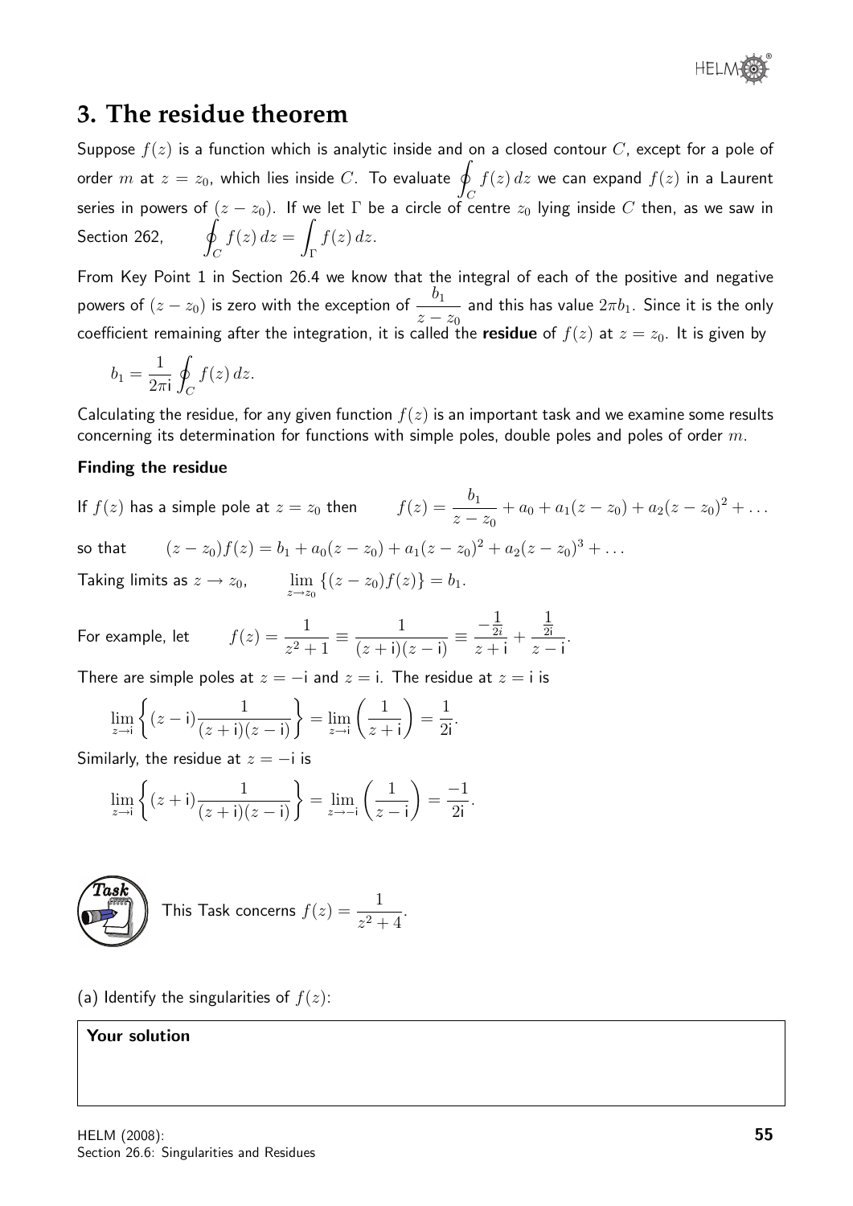## 3. The residue theorem

Suppose $f(z)$ is a function which is analytic inside and on a closed contour $C$, except for a pole of order $m$ at $z = z_0$, which lies inside $C$. To evaluate $\oint_C f(z)\,dz$ we can expand $f(z)$ in a Laurent series in powers of $(z - z_0)$. If we let $\Gamma$ be a circle of centre $z_0$ lying inside $C$ then, as we saw in Section 262, $\oint_C f(z)\,dz = \int_\Gamma f(z)\,dz$.

From Key Point 1 in Section 26.4 we know that the integral of each of the positive and negative powers of $(z - z_0)$ is zero with the exception of $\dfrac{b_1}{z - z_0}$ and this has value $2\pi b_1$. Since it is the only coefficient remaining after the integration, it is called the **residue** of $f(z)$ at $z = z_0$. It is given by

$$b_1 = \frac{1}{2\pi \mathrm{i}} \oint_C f(z)\,dz.$$

Calculating the residue, for any given function $f(z)$ is an important task and we examine some results concerning its determination for functions with simple poles, double poles and poles of order $m$.

### Finding the residue

If $f(z)$ has a simple pole at $z = z_0$ then $\qquad f(z) = \dfrac{b_1}{z - z_0} + a_0 + a_1(z - z_0) + a_2(z - z_0)^2 + \ldots$

so that $\qquad (z - z_0)f(z) = b_1 + a_0(z - z_0) + a_1(z - z_0)^2 + a_2(z - z_0)^3 + \ldots$

Taking limits as $z \to z_0$, $\qquad \lim_{z \to z_0} \{(z - z_0)f(z)\} = b_1$.

For example, let $\qquad f(z) = \dfrac{1}{z^2 + 1} \equiv \dfrac{1}{(z + \mathrm{i})(z - \mathrm{i})} \equiv \dfrac{-\frac{1}{2i}}{z + \mathrm{i}} + \dfrac{\frac{1}{2\mathrm{i}}}{z - \mathrm{i}}$.

There are simple poles at $z = -\mathrm{i}$ and $z = \mathrm{i}$. The residue at $z = \mathrm{i}$ is

$$\lim_{z \to \mathrm{i}} \left\{ (z - \mathrm{i}) \frac{1}{(z + \mathrm{i})(z - \mathrm{i})} \right\} = \lim_{z \to \mathrm{i}} \left( \frac{1}{z + \mathrm{i}} \right) = \frac{1}{2\mathrm{i}}.$$

Similarly, the residue at $z = -\mathrm{i}$ is

$$\lim_{z \to \mathrm{i}} \left\{ (z + \mathrm{i}) \frac{1}{(z + \mathrm{i})(z - \mathrm{i})} \right\} = \lim_{z \to -\mathrm{i}} \left( \frac{1}{z - \mathrm{i}} \right) = \frac{-1}{2\mathrm{i}}.$$

**Task**

This Task concerns $f(z) = \dfrac{1}{z^2 + 4}$.

(a) Identify the singularities of $f(z)$:

**Your solution**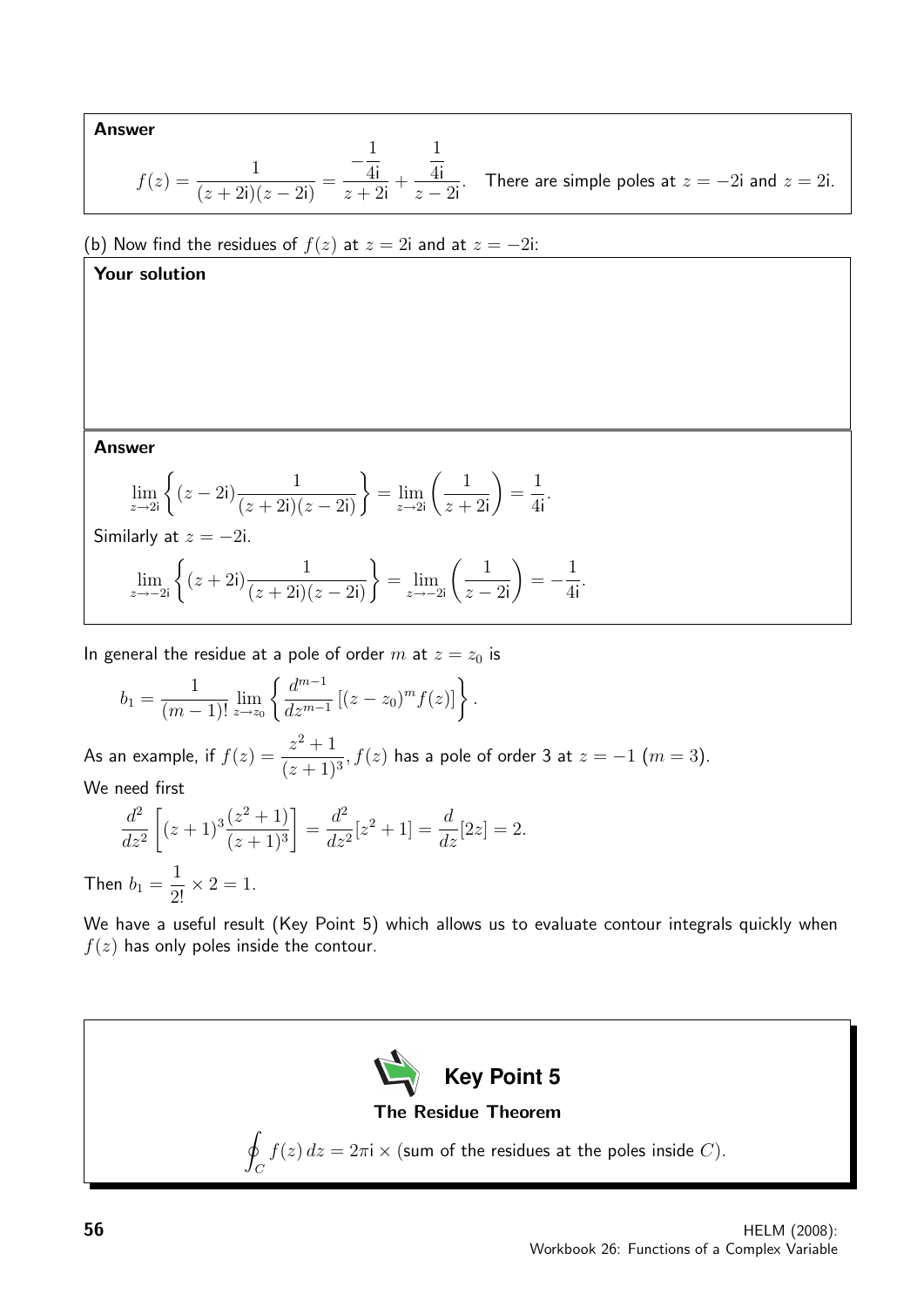**Answer**

$$f(z) = \frac{1}{(z+2\text{i})(z-2\text{i})} = \frac{-\dfrac{1}{4\text{i}}}{z+2\text{i}} + \frac{\dfrac{1}{4\text{i}}}{z-2\text{i}}.$$ There are simple poles at $z = -2\text{i}$ and $z = 2\text{i}$.

(b) Now find the residues of $f(z)$ at $z = 2\text{i}$ and at $z = -2\text{i}$:

**Your solution**

**Answer**

$$\lim_{z\to 2\text{i}} \left\{ (z-2\text{i})\frac{1}{(z+2\text{i})(z-2\text{i})} \right\} = \lim_{z\to 2\text{i}} \left( \frac{1}{z+2\text{i}} \right) = \frac{1}{4\text{i}}.$$

Similarly at $z = -2\text{i}$.

$$\lim_{z\to -2\text{i}} \left\{ (z+2\text{i})\frac{1}{(z+2\text{i})(z-2\text{i})} \right\} = \lim_{z\to -2\text{i}} \left( \frac{1}{z-2\text{i}} \right) = -\frac{1}{4\text{i}}.$$

In general the residue at a pole of order $m$ at $z = z_0$ is

$$b_1 = \frac{1}{(m-1)!} \lim_{z\to z_0} \left\{ \frac{d^{m-1}}{dz^{m-1}} \left[ (z-z_0)^m f(z) \right] \right\}.$$

As an example, if $f(z) = \dfrac{z^2+1}{(z+1)^3}$, $f(z)$ has a pole of order 3 at $z = -1$ ($m = 3$).

We need first

$$\frac{d^2}{dz^2}\left[ (z+1)^3 \frac{(z^2+1)}{(z+1)^3} \right] = \frac{d^2}{dz^2}[z^2+1] = \frac{d}{dz}[2z] = 2.$$

Then $b_1 = \dfrac{1}{2!} \times 2 = 1$.

We have a useful result (Key Point 5) which allows us to evaluate contour integrals quickly when $f(z)$ has only poles inside the contour.

**Key Point 5**

**The Residue Theorem**

$$\oint_C f(z)\, dz = 2\pi\text{i} \times (\text{sum of the residues at the poles inside } C).$$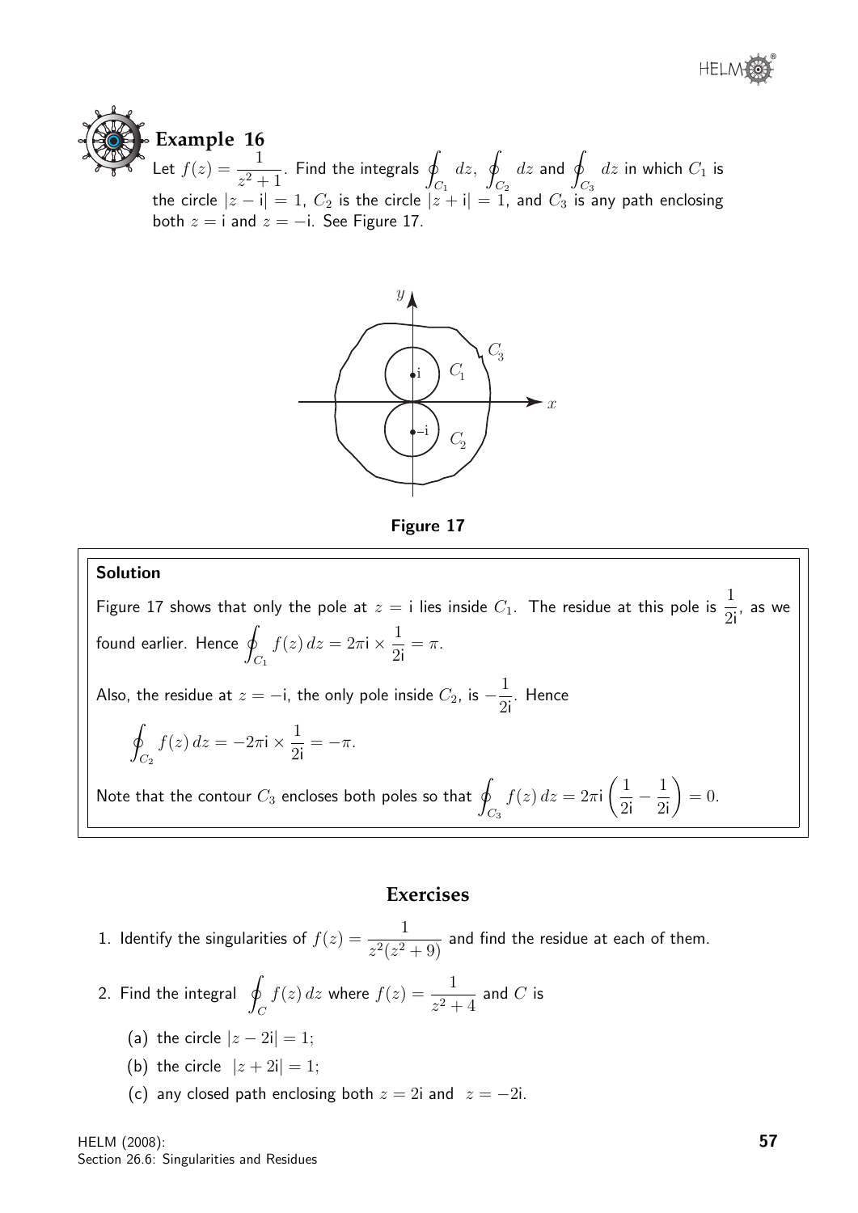## Example 16

Let $f(z) = \dfrac{1}{z^2+1}$. Find the integrals $\displaystyle\oint_{C_1} dz$, $\displaystyle\oint_{C_2} dz$ and $\displaystyle\oint_{C_3} dz$ in which $C_1$ is the circle $|z - \mathrm{i}| = 1$, $C_2$ is the circle $|z + \mathrm{i}| = 1$, and $C_3$ is any path enclosing both $z = \mathrm{i}$ and $z = -\mathrm{i}$. See Figure 17.

**Figure 17**

### Solution

Figure 17 shows that only the pole at $z = \mathrm{i}$ lies inside $C_1$. The residue at this pole is $\dfrac{1}{2\mathrm{i}}$, as we found earlier. Hence $\displaystyle\oint_{C_1} f(z)\,dz = 2\pi\mathrm{i} \times \frac{1}{2\mathrm{i}} = \pi$.

Also, the residue at $z = -\mathrm{i}$, the only pole inside $C_2$, is $-\dfrac{1}{2\mathrm{i}}$. Hence

$$\oint_{C_2} f(z)\,dz = -2\pi\mathrm{i} \times \frac{1}{2\mathrm{i}} = -\pi.$$

Note that the contour $C_3$ encloses both poles so that $\displaystyle\oint_{C_3} f(z)\,dz = 2\pi\mathrm{i}\left(\frac{1}{2\mathrm{i}} - \frac{1}{2\mathrm{i}}\right) = 0.$

## Exercises

1. Identify the singularities of $f(z) = \dfrac{1}{z^2(z^2+9)}$ and find the residue at each of them.

2. Find the integral $\displaystyle\oint_C f(z)\,dz$ where $f(z) = \dfrac{1}{z^2+4}$ and $C$ is

   (a) the circle $|z - 2\mathrm{i}| = 1$;

   (b) the circle $|z + 2\mathrm{i}| = 1$;

   (c) any closed path enclosing both $z = 2\mathrm{i}$ and $z = -2\mathrm{i}$.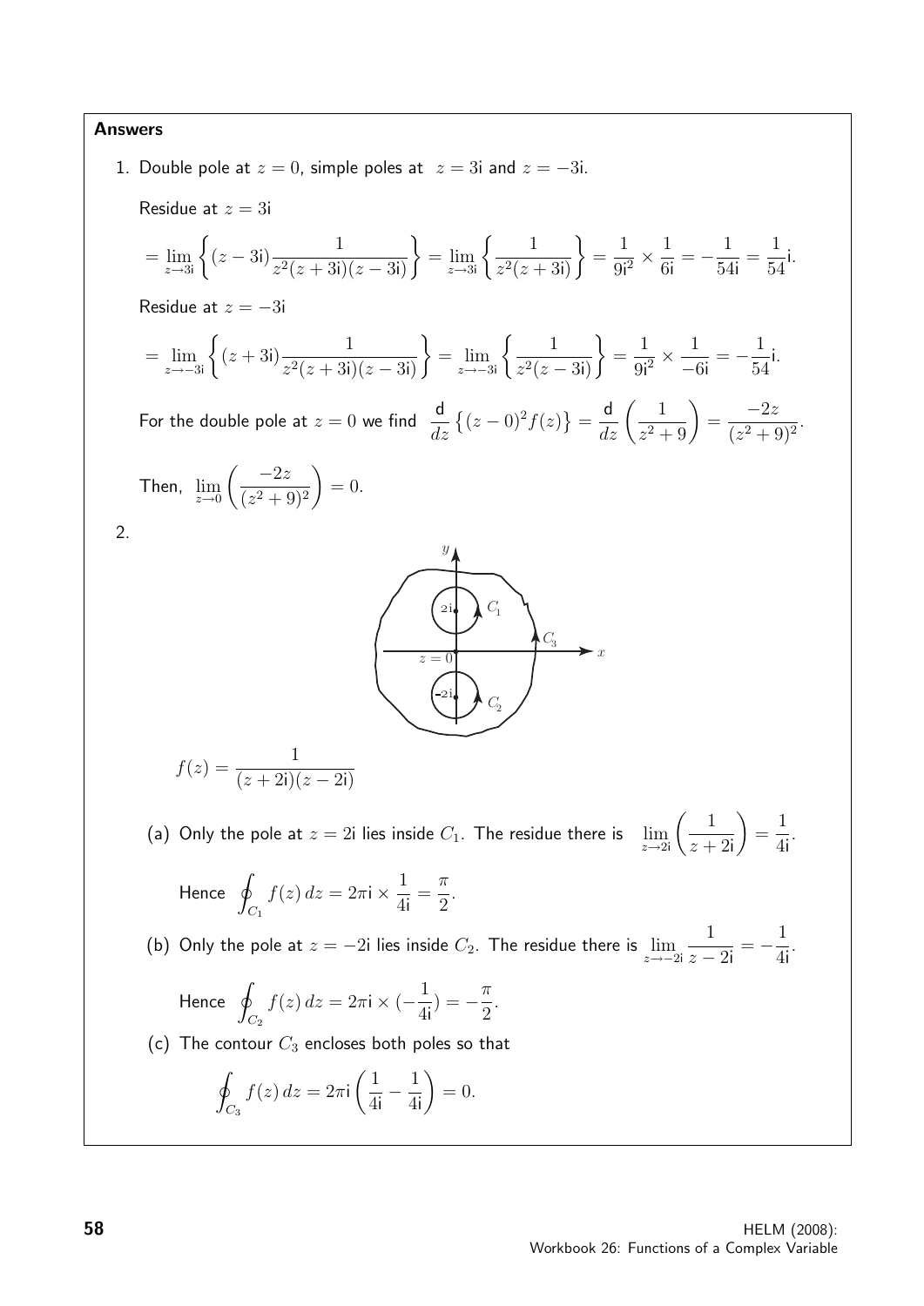**Answers**

1. Double pole at $z = 0$, simple poles at $z = 3\text{i}$ and $z = -3\text{i}$.

   Residue at $z = 3\text{i}$

   $$= \lim_{z\to 3\text{i}} \left\{ (z - 3\text{i}) \frac{1}{z^2(z+3\text{i})(z-3\text{i})} \right\} = \lim_{z\to 3\text{i}} \left\{ \frac{1}{z^2(z+3\text{i})} \right\} = \frac{1}{9\text{i}^2} \times \frac{1}{6\text{i}} = -\frac{1}{54\text{i}} = \frac{1}{54}\text{i}.$$

   Residue at $z = -3\text{i}$

   $$= \lim_{z\to -3\text{i}} \left\{ (z + 3\text{i}) \frac{1}{z^2(z+3\text{i})(z-3\text{i})} \right\} = \lim_{z\to -3\text{i}} \left\{ \frac{1}{z^2(z-3\text{i})} \right\} = \frac{1}{9\text{i}^2} \times \frac{1}{-6\text{i}} = -\frac{1}{54}\text{i}.$$

   For the double pole at $z = 0$ we find $\dfrac{\text{d}}{dz}\left\{(z-0)^2 f(z)\right\} = \dfrac{\text{d}}{dz}\left(\dfrac{1}{z^2+9}\right) = \dfrac{-2z}{(z^2+9)^2}$.

   Then, $\displaystyle\lim_{z\to 0}\left(\frac{-2z}{(z^2+9)^2}\right) = 0.$

2.

y
x
2i
C1
C3
z = 0
-2i
C2

   $$f(z) = \frac{1}{(z+2\text{i})(z-2\text{i})}$$

   (a) Only the pole at $z = 2\text{i}$ lies inside $C_1$. The residue there is $\displaystyle\lim_{z\to 2\text{i}}\left(\frac{1}{z+2\text{i}}\right) = \frac{1}{4\text{i}}$.

   Hence $\displaystyle\oint_{C_1} f(z)\,dz = 2\pi\text{i} \times \frac{1}{4\text{i}} = \frac{\pi}{2}$.

   (b) Only the pole at $z = -2\text{i}$ lies inside $C_2$. The residue there is $\displaystyle\lim_{z\to -2\text{i}} \frac{1}{z-2\text{i}} = -\frac{1}{4\text{i}}$.

   Hence $\displaystyle\oint_{C_2} f(z)\,dz = 2\pi\text{i} \times (-\frac{1}{4\text{i}}) = -\frac{\pi}{2}$.

   (c) The contour $C_3$ encloses both poles so that

   $$\oint_{C_3} f(z)\,dz = 2\pi\text{i}\left(\frac{1}{4\text{i}} - \frac{1}{4\text{i}}\right) = 0.$$